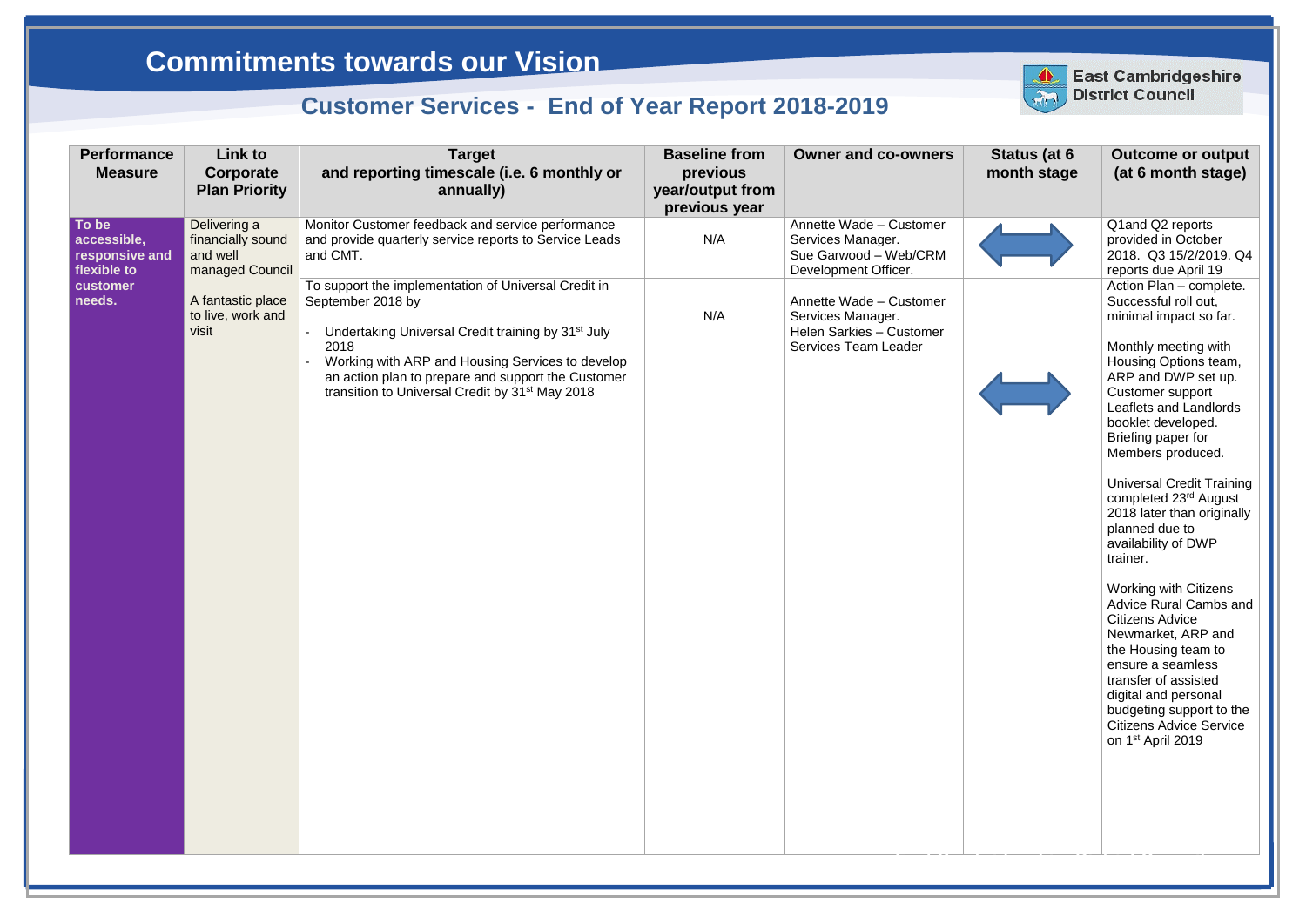# Commitments towards our Vision

## Customer Services - End of Year Report 2018-2019

East Cambridgeshire District Council

| Performance Measure | Link to Corporate Plan Priority | Target and reporting timescale (i.e. 6 monthly or annually) | Baseline from previous year/output from previous year | Owner and co-owners | Status (at 6 month stage | Outcome or output (at 6 month stage) |
|---|---|---|---|---|---|---|
| **To be accessible, responsive and flexible to customer needs.** | Delivering a financially sound and well managed Council<br><br>A fantastic place to live, work and visit | Monitor Customer feedback and service performance and provide quarterly service reports to Service Leads and CMT. | N/A | Annette Wade – Customer Services Manager.<br>Sue Garwood – Web/CRM Development Officer. | ⟷ | Q1and Q2 reports provided in October 2018. Q3 15/2/2019. Q4 reports due April 19 |
| | | To support the implementation of Universal Credit in September 2018 by<br>- Undertaking Universal Credit training by 31st July 2018<br>- Working with ARP and Housing Services to develop an action plan to prepare and support the Customer transition to Universal Credit by 31st May 2018 | N/A | Annette Wade – Customer Services Manager.<br>Helen Sarkies – Customer Services Team Leader | ⟷ | Action Plan – complete. Successful roll out, minimal impact so far.<br><br>Monthly meeting with Housing Options team, ARP and DWP set up. Customer support Leaflets and Landlords booklet developed. Briefing paper for Members produced.<br><br>Universal Credit Training completed 23rd August 2018 later than originally planned due to availability of DWP trainer.<br><br>Working with Citizens Advice Rural Cambs and Citizens Advice Newmarket, ARP and the Housing team to ensure a seamless transfer of assisted digital and personal budgeting support to the Citizens Advice Service on 1st April 2019 |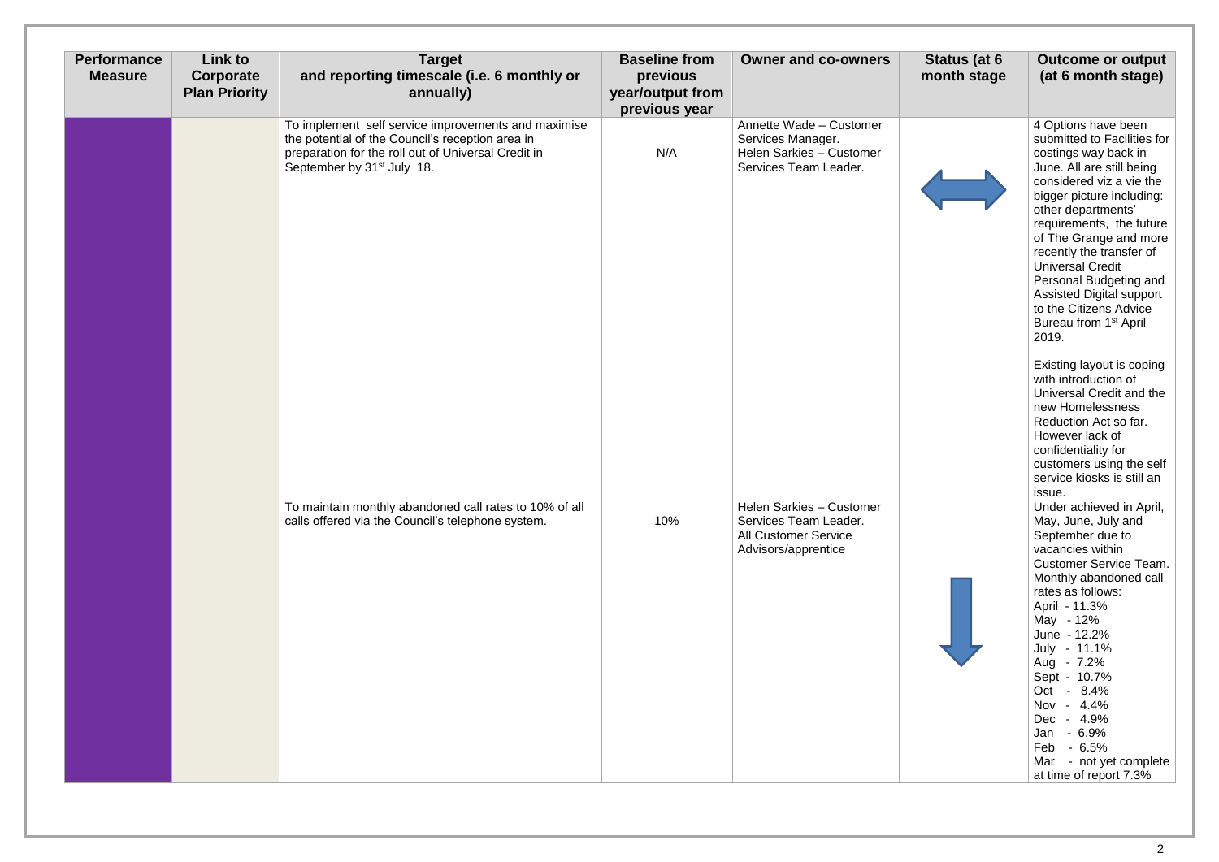| Performance Measure | Link to Corporate Plan Priority | Target and reporting timescale (i.e. 6 monthly or annually) | Baseline from previous year/output from previous year | Owner and co-owners | Status (at 6 month stage | Outcome or output (at 6 month stage) |
|---|---|---|---|---|---|---|
| | | To implement self service improvements and maximise the potential of the Council's reception area in preparation for the roll out of Universal Credit in September by 31st July 18. | N/A | Annette Wade – Customer Services Manager. Helen Sarkies – Customer Services Team Leader. | ⟷ | 4 Options have been submitted to Facilities for costings way back in June. All are still being considered viz a vie the bigger picture including: other departments' requirements, the future of The Grange and more recently the transfer of Universal Credit Personal Budgeting and Assisted Digital support to the Citizens Advice Bureau from 1st April 2019. Existing layout is coping with introduction of Universal Credit and the new Homelessness Reduction Act so far. However lack of confidentiality for customers using the self service kiosks is still an issue. |
| | | To maintain monthly abandoned call rates to 10% of all calls offered via the Council's telephone system. | 10% | Helen Sarkies – Customer Services Team Leader. All Customer Service Advisors/apprentice | ↓ | Under achieved in April, May, June, July and September due to vacancies within Customer Service Team. Monthly abandoned call rates as follows: April - 11.3% May - 12% June - 12.2% July - 11.1% Aug - 7.2% Sept - 10.7% Oct - 8.4% Nov - 4.4% Dec - 4.9% Jan - 6.9% Feb - 6.5% Mar - not yet complete at time of report 7.3% |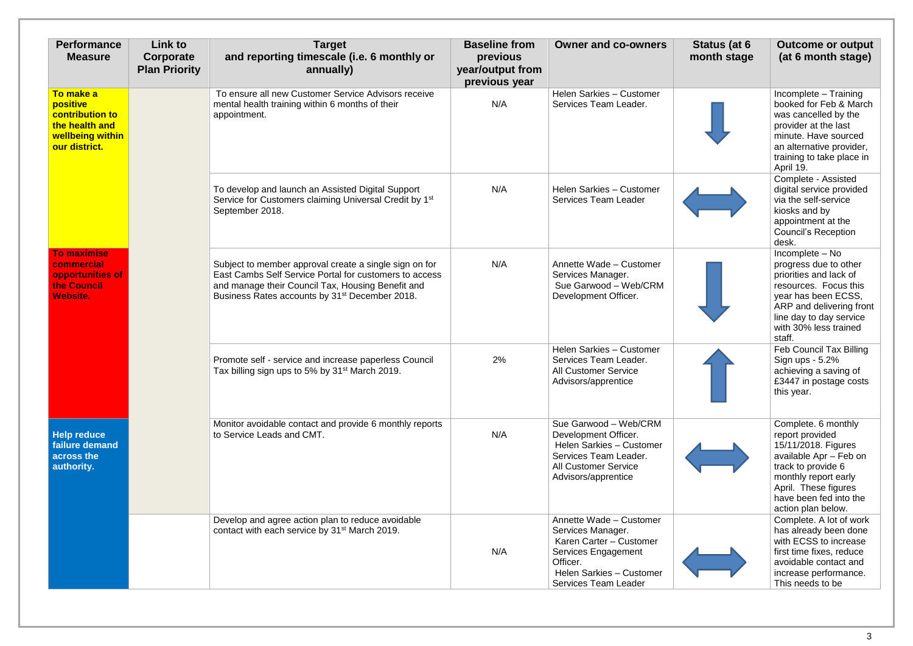| Performance Measure | Link to Corporate Plan Priority | Target and reporting timescale (i.e. 6 monthly or annually) | Baseline from previous year/output from previous year | Owner and co-owners | Status (at 6 month stage | Outcome or output (at 6 month stage) |
|---|---|---|---|---|---|---|
| **To make a positive contribution to the health and wellbeing within our district.** | | To ensure all new Customer Service Advisors receive mental health training within 6 months of their appointment. | N/A | Helen Sarkies – Customer Services Team Leader. | ↓ | Incomplete – Training booked for Feb & March was cancelled by the provider at the last minute. Have sourced an alternative provider, training to take place in April 19. |
| | | To develop and launch an Assisted Digital Support Service for Customers claiming Universal Credit by 1st September 2018. | N/A | Helen Sarkies – Customer Services Team Leader | ↔ | Complete - Assisted digital service provided via the self-service kiosks and by appointment at the Council's Reception desk. |
| **To maximise commercial opportunities of the Council Website.** | | Subject to member approval create a single sign on for East Cambs Self Service Portal for customers to access and manage their Council Tax, Housing Benefit and Business Rates accounts by 31st December 2018. | N/A | Annette Wade – Customer Services Manager. Sue Garwood – Web/CRM Development Officer. | ↓ | Incomplete – No progress due to other priorities and lack of resources. Focus this year has been ECSS, ARP and delivering front line day to day service with 30% less trained staff. |
| | | Promote self - service and increase paperless Council Tax billing sign ups to 5% by 31st March 2019. | 2% | Helen Sarkies – Customer Services Team Leader. All Customer Service Advisors/apprentice | ↑ | Feb Council Tax Billing Sign ups - 5.2% achieving a saving of £3447 in postage costs this year. |
| **Help reduce failure demand across the authority.** | | Monitor avoidable contact and provide 6 monthly reports to Service Leads and CMT. | N/A | Sue Garwood – Web/CRM Development Officer. Helen Sarkies – Customer Services Team Leader. All Customer Service Advisors/apprentice | ↔ | Complete. 6 monthly report provided 15/11/2018. Figures available Apr – Feb on track to provide 6 monthly report early April. These figures have been fed into the action plan below. |
| | | Develop and agree action plan to reduce avoidable contact with each service by 31st March 2019. | N/A | Annette Wade – Customer Services Manager. Karen Carter – Customer Services Engagement Officer. Helen Sarkies – Customer Services Team Leader | ↔ | Complete. A lot of work has already been done with ECSS to increase first time fixes, reduce avoidable contact and increase performance. This needs to be |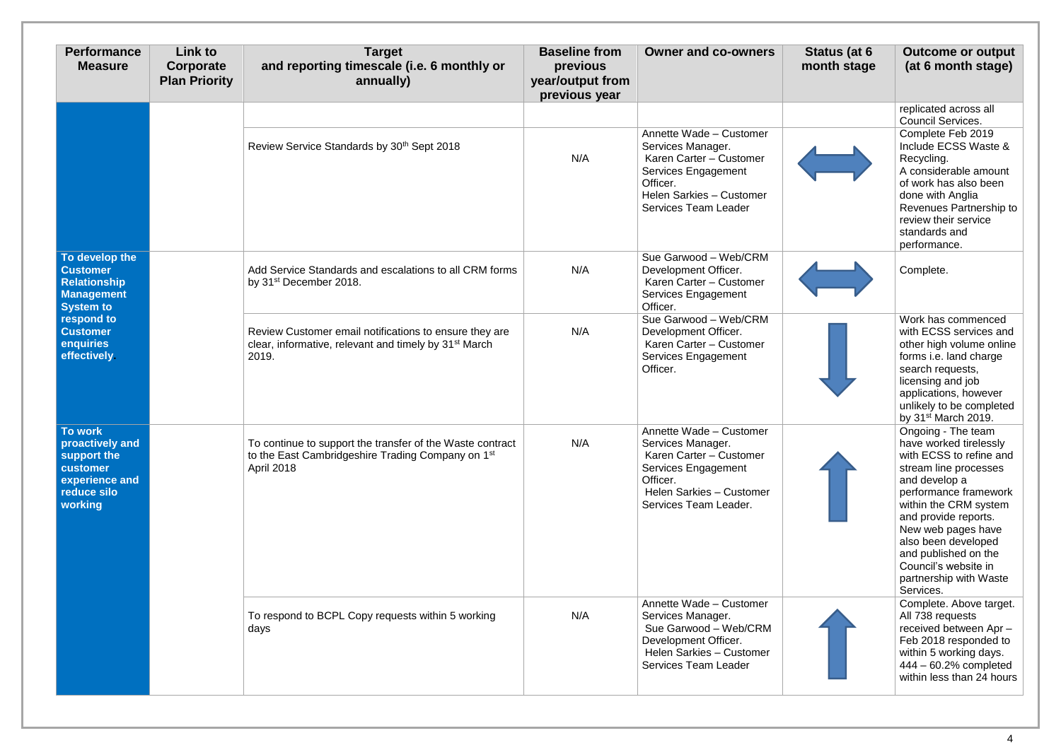| Performance Measure | Link to Corporate Plan Priority | Target and reporting timescale (i.e. 6 monthly or annually) | Baseline from previous year/output from previous year | Owner and co-owners | Status (at 6 month stage) | Outcome or output (at 6 month stage) |
|---|---|---|---|---|---|---|
| | | | | | | replicated across all Council Services. |
| | | Review Service Standards by 30th Sept 2018 | N/A | Annette Wade – Customer Services Manager. Karen Carter – Customer Services Engagement Officer. Helen Sarkies – Customer Services Team Leader | ⟷ | Complete Feb 2019 Include ECSS Waste & Recycling. A considerable amount of work has also been done with Anglia Revenues Partnership to review their service standards and performance. |
| **To develop the Customer Relationship Management System to respond to Customer enquiries effectively.** | | Add Service Standards and escalations to all CRM forms by 31st December 2018. | N/A | Sue Garwood – Web/CRM Development Officer. Karen Carter – Customer Services Engagement Officer. | ⟷ | Complete. |
| | | Review Customer email notifications to ensure they are clear, informative, relevant and timely by 31st March 2019. | N/A | Sue Garwood – Web/CRM Development Officer. Karen Carter – Customer Services Engagement Officer. | ↓ | Work has commenced with ECSS services and other high volume online forms i.e. land charge search requests, licensing and job applications, however unlikely to be completed by 31st March 2019. |
| **To work proactively and support the customer experience and reduce silo working** | | To continue to support the transfer of the Waste contract to the East Cambridgeshire Trading Company on 1st April 2018 | N/A | Annette Wade – Customer Services Manager. Karen Carter – Customer Services Engagement Officer. Helen Sarkies – Customer Services Team Leader. | ↑ | Ongoing - The team have worked tirelessly with ECSS to refine and stream line processes and develop a performance framework within the CRM system and provide reports. New web pages have also been developed and published on the Council's website in partnership with Waste Services. |
| | | To respond to BCPL Copy requests within 5 working days | N/A | Annette Wade – Customer Services Manager. Sue Garwood – Web/CRM Development Officer. Helen Sarkies – Customer Services Team Leader | ↑ | Complete. Above target. All 738 requests received between Apr – Feb 2018 responded to within 5 working days. 444 – 60.2% completed within less than 24 hours |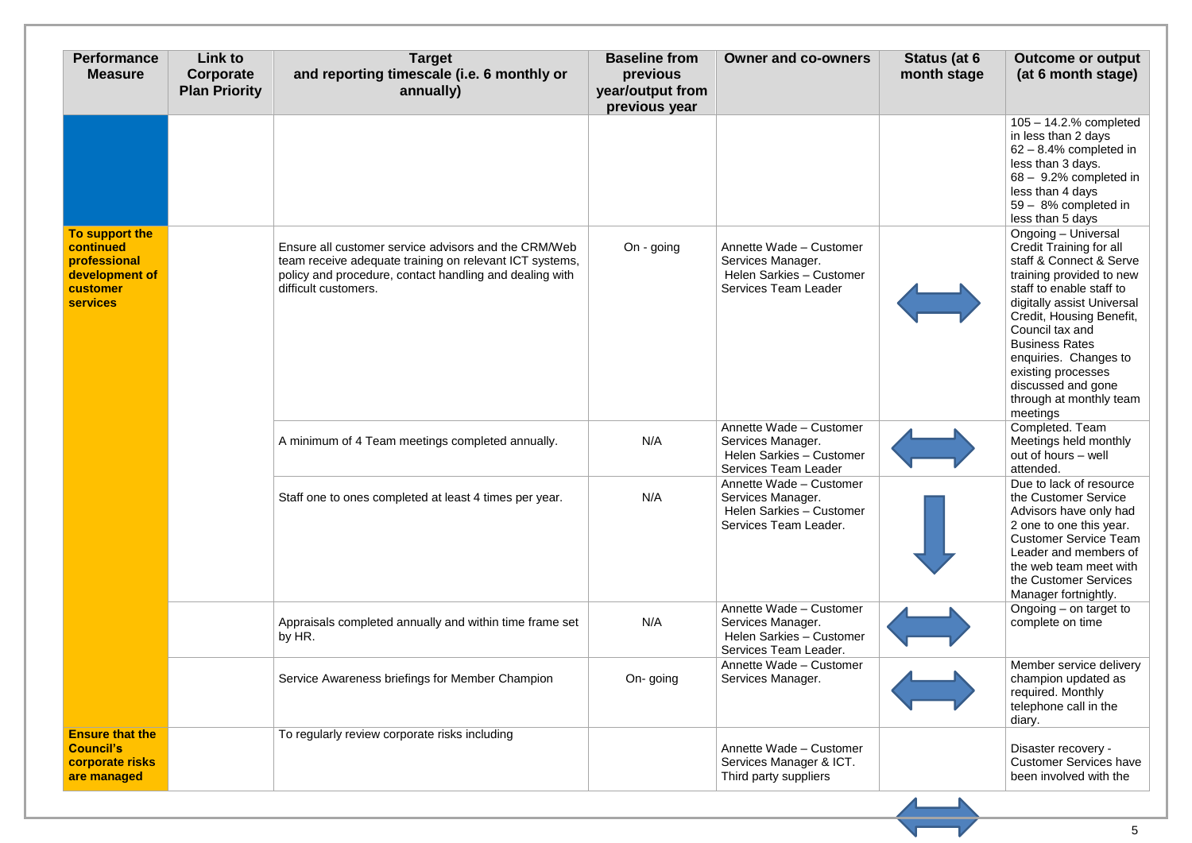| Performance Measure | Link to Corporate Plan Priority | Target and reporting timescale (i.e. 6 monthly or annually) | Baseline from previous year/output from previous year | Owner and co-owners | Status (at 6 month stage) | Outcome or output (at 6 month stage) |
|---|---|---|---|---|---|---|
| | | | | | | 105 – 14.2.% completed in less than 2 days 62 – 8.4% completed in less than 3 days. 68 – 9.2% completed in less than 4 days 59 – 8% completed in less than 5 days |
| **To support the continued professional development of customer services** | | Ensure all customer service advisors and the CRM/Web team receive adequate training on relevant ICT systems, policy and procedure, contact handling and dealing with difficult customers. | On - going | Annette Wade – Customer Services Manager. Helen Sarkies – Customer Services Team Leader | ⟷ | Ongoing – Universal Credit Training for all staff & Connect & Serve training provided to new staff to enable staff to digitally assist Universal Credit, Housing Benefit, Council tax and Business Rates enquiries. Changes to existing processes discussed and gone through at monthly team meetings |
| | | A minimum of 4 Team meetings completed annually. | N/A | Annette Wade – Customer Services Manager. Helen Sarkies – Customer Services Team Leader | ⟷ | Completed. Team Meetings held monthly out of hours – well attended. |
| | | Staff one to ones completed at least 4 times per year. | N/A | Annette Wade – Customer Services Manager. Helen Sarkies – Customer Services Team Leader. | ↓ | Due to lack of resource the Customer Service Advisors have only had 2 one to one this year. Customer Service Team Leader and members of the web team meet with the Customer Services Manager fortnightly. |
| | | Appraisals completed annually and within time frame set by HR. | N/A | Annette Wade – Customer Services Manager. Helen Sarkies – Customer Services Team Leader. | ⟷ | Ongoing – on target to complete on time |
| | | Service Awareness briefings for Member Champion | On- going | Annette Wade – Customer Services Manager. | ⟷ | Member service delivery champion updated as required. Monthly telephone call in the diary. |
| **Ensure that the Council's corporate risks are managed** | | To regularly review corporate risks including | | Annette Wade – Customer Services Manager & ICT. Third party suppliers | ⟷ | Disaster recovery - Customer Services have been involved with the |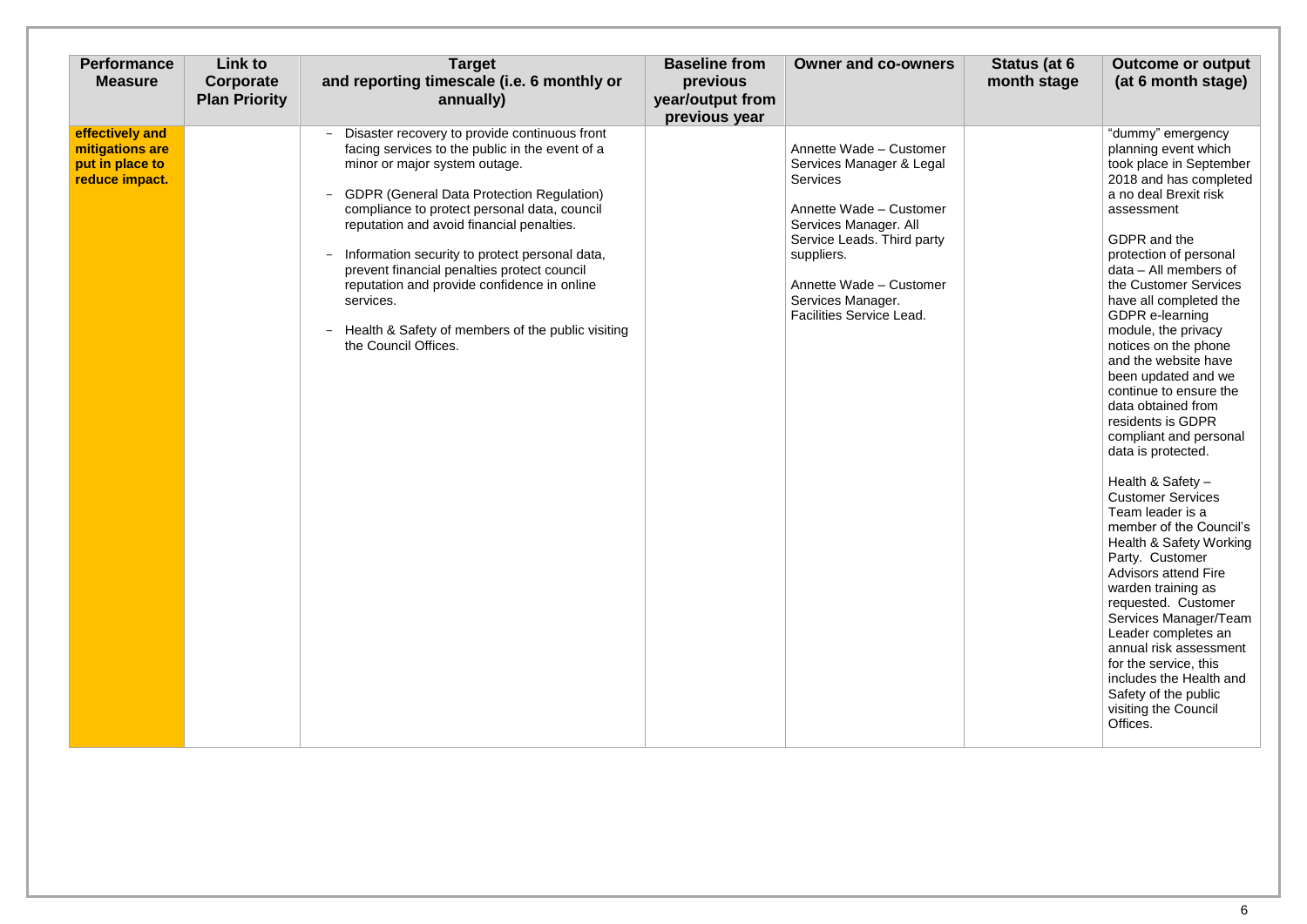| Performance Measure | Link to Corporate Plan Priority | Target and reporting timescale (i.e. 6 monthly or annually) | Baseline from previous year/output from previous year | Owner and co-owners | Status (at 6 month stage | Outcome or output (at 6 month stage) |
|---|---|---|---|---|---|---|
| **effectively and mitigations are put in place to reduce impact.** | | - Disaster recovery to provide continuous front facing services to the public in the event of a minor or major system outage.<br><br>- GDPR (General Data Protection Regulation) compliance to protect personal data, council reputation and avoid financial penalties.<br><br>- Information security to protect personal data, prevent financial penalties protect council reputation and provide confidence in online services.<br><br>- Health & Safety of members of the public visiting the Council Offices. | | Annette Wade – Customer Services Manager & Legal Services<br><br>Annette Wade – Customer Services Manager. All Service Leads. Third party suppliers.<br><br>Annette Wade – Customer Services Manager. Facilities Service Lead. | | "dummy" emergency planning event which took place in September 2018 and has completed a no deal Brexit risk assessment<br><br>GDPR and the protection of personal data – All members of the Customer Services have all completed the GDPR e-learning module, the privacy notices on the phone and the website have been updated and we continue to ensure the data obtained from residents is GDPR compliant and personal data is protected.<br><br>Health & Safety – Customer Services Team leader is a member of the Council's Health & Safety Working Party. Customer Advisors attend Fire warden training as requested. Customer Services Manager/Team Leader completes an annual risk assessment for the service, this includes the Health and Safety of the public visiting the Council Offices. |